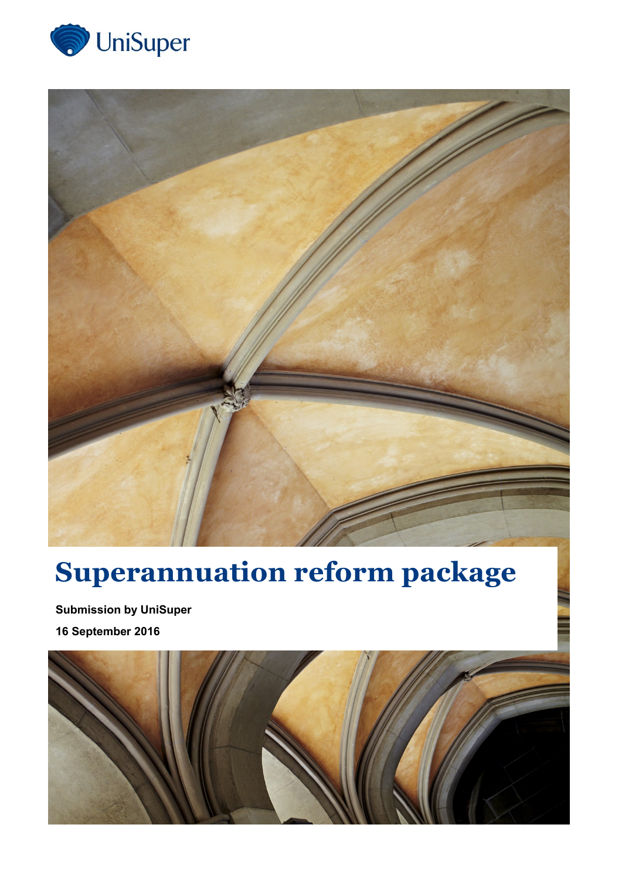UniSuper

# Superannuation reform package

**Submission by UniSuper**

**16 September 2016**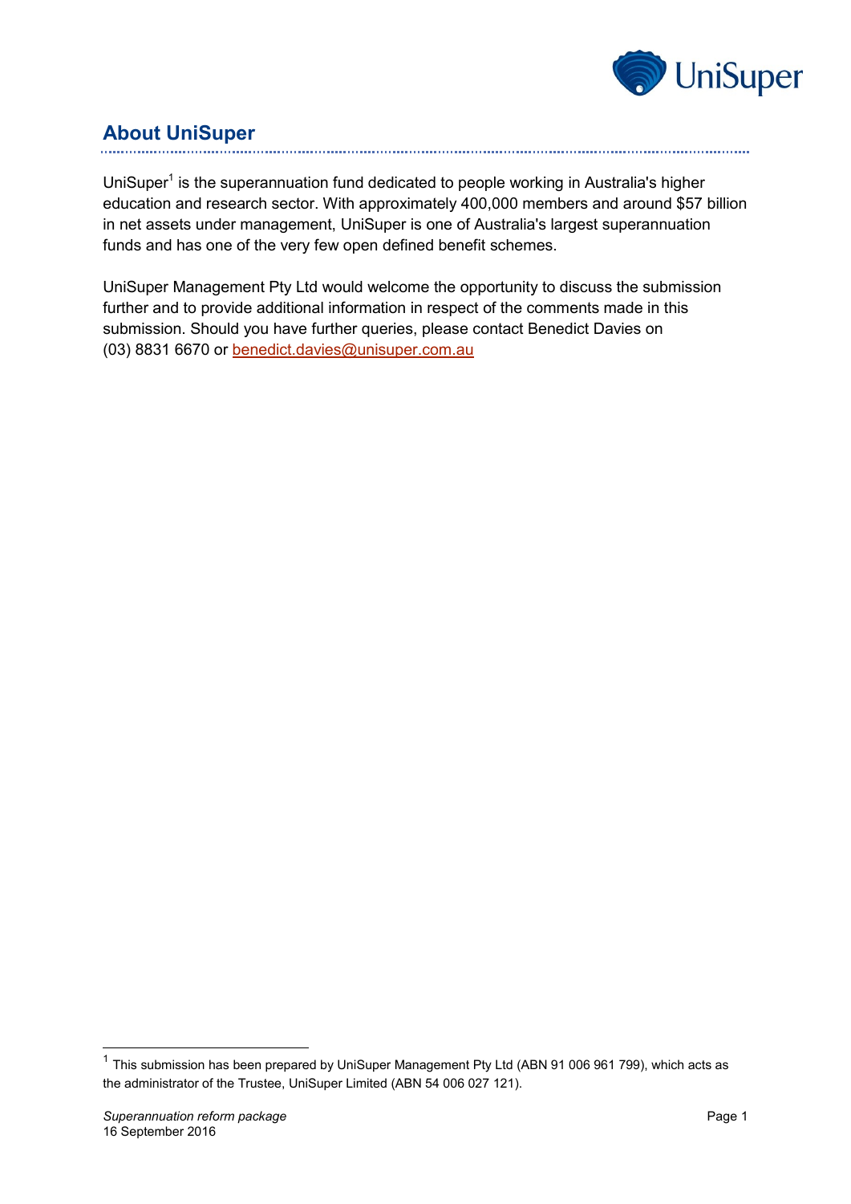## About UniSuper

UniSuper[1] is the superannuation fund dedicated to people working in Australia's higher education and research sector. With approximately 400,000 members and around $57 billion in net assets under management, UniSuper is one of Australia's largest superannuation funds and has one of the very few open defined benefit schemes.

UniSuper Management Pty Ltd would welcome the opportunity to discuss the submission further and to provide additional information in respect of the comments made in this submission. Should you have further queries, please contact Benedict Davies on (03) 8831 6670 or benedict.davies@unisuper.com.au

[1] This submission has been prepared by UniSuper Management Pty Ltd (ABN 91 006 961 799), which acts as the administrator of the Trustee, UniSuper Limited (ABN 54 006 027 121).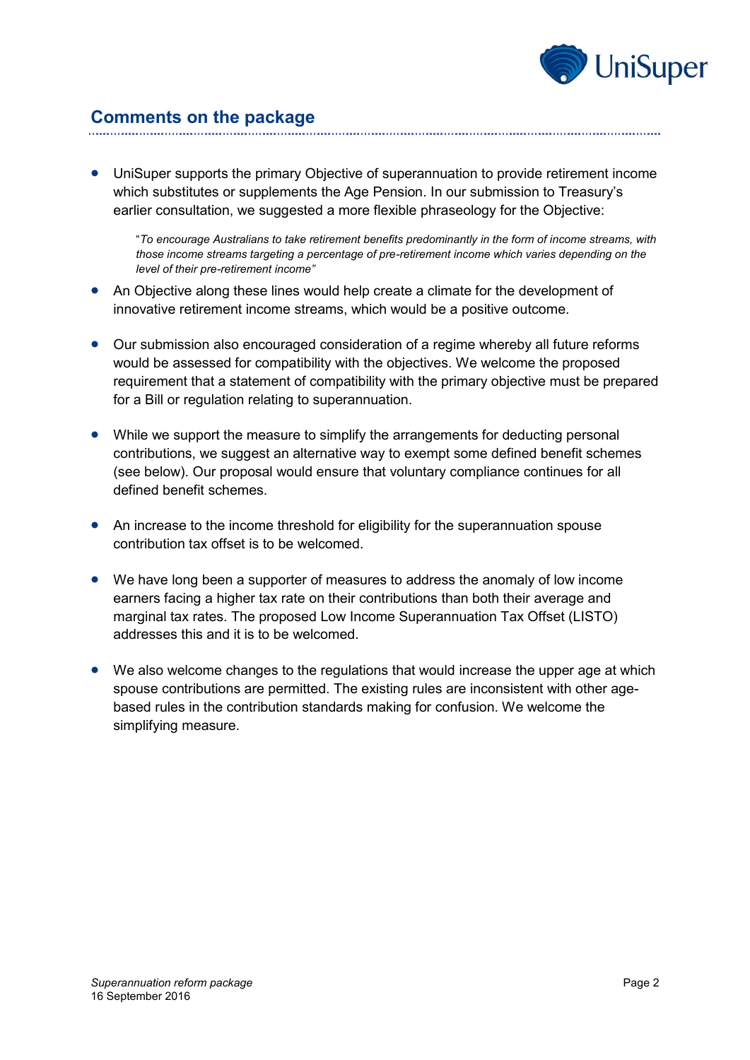## Comments on the package

- UniSuper supports the primary Objective of superannuation to provide retirement income which substitutes or supplements the Age Pension. In our submission to Treasury's earlier consultation, we suggested a more flexible phraseology for the Objective:

  > "*To encourage Australians to take retirement benefits predominantly in the form of income streams, with those income streams targeting a percentage of pre-retirement income which varies depending on the level of their pre-retirement income"*

- An Objective along these lines would help create a climate for the development of innovative retirement income streams, which would be a positive outcome.

- Our submission also encouraged consideration of a regime whereby all future reforms would be assessed for compatibility with the objectives. We welcome the proposed requirement that a statement of compatibility with the primary objective must be prepared for a Bill or regulation relating to superannuation.

- While we support the measure to simplify the arrangements for deducting personal contributions, we suggest an alternative way to exempt some defined benefit schemes (see below). Our proposal would ensure that voluntary compliance continues for all defined benefit schemes.

- An increase to the income threshold for eligibility for the superannuation spouse contribution tax offset is to be welcomed.

- We have long been a supporter of measures to address the anomaly of low income earners facing a higher tax rate on their contributions than both their average and marginal tax rates. The proposed Low Income Superannuation Tax Offset (LISTO) addresses this and it is to be welcomed.

- We also welcome changes to the regulations that would increase the upper age at which spouse contributions are permitted. The existing rules are inconsistent with other age-based rules in the contribution standards making for confusion. We welcome the simplifying measure.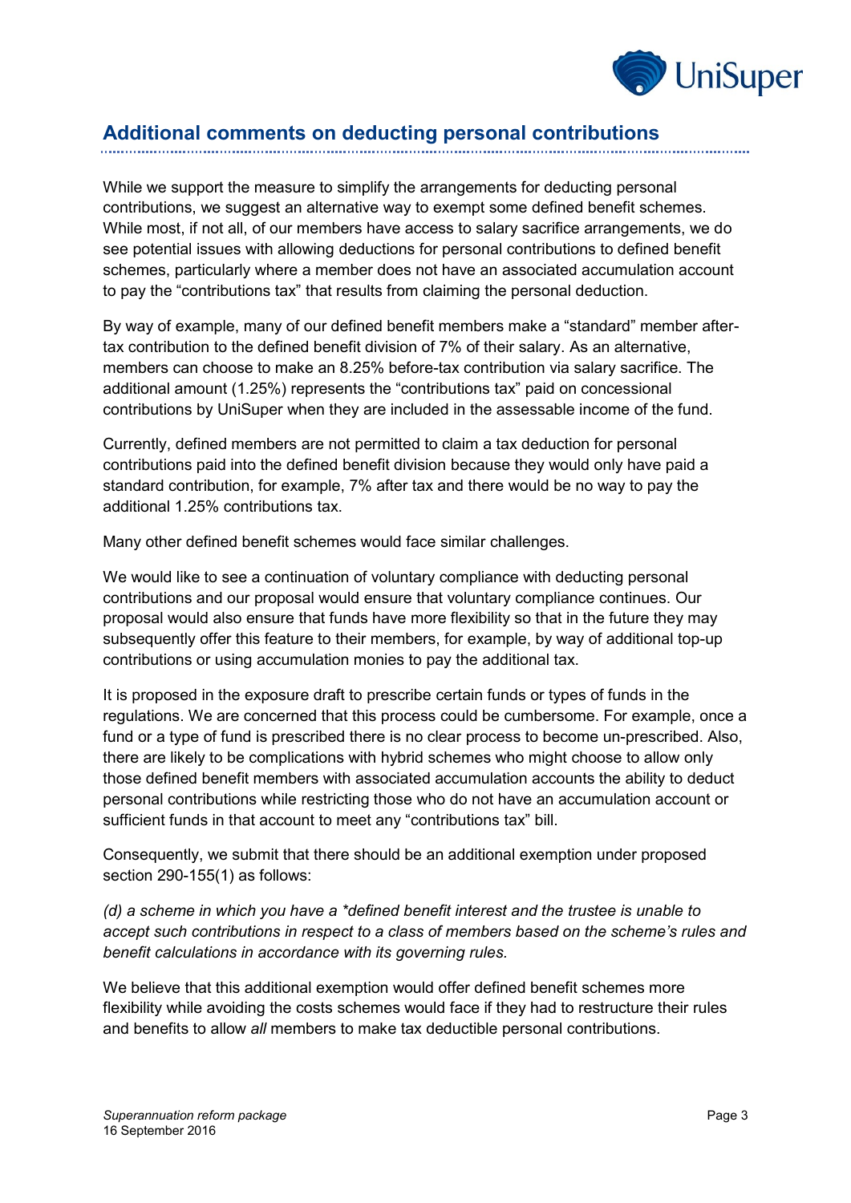## Additional comments on deducting personal contributions

While we support the measure to simplify the arrangements for deducting personal contributions, we suggest an alternative way to exempt some defined benefit schemes. While most, if not all, of our members have access to salary sacrifice arrangements, we do see potential issues with allowing deductions for personal contributions to defined benefit schemes, particularly where a member does not have an associated accumulation account to pay the "contributions tax" that results from claiming the personal deduction.

By way of example, many of our defined benefit members make a "standard" member after-tax contribution to the defined benefit division of 7% of their salary. As an alternative, members can choose to make an 8.25% before-tax contribution via salary sacrifice. The additional amount (1.25%) represents the "contributions tax" paid on concessional contributions by UniSuper when they are included in the assessable income of the fund.

Currently, defined members are not permitted to claim a tax deduction for personal contributions paid into the defined benefit division because they would only have paid a standard contribution, for example, 7% after tax and there would be no way to pay the additional 1.25% contributions tax.

Many other defined benefit schemes would face similar challenges.

We would like to see a continuation of voluntary compliance with deducting personal contributions and our proposal would ensure that voluntary compliance continues. Our proposal would also ensure that funds have more flexibility so that in the future they may subsequently offer this feature to their members, for example, by way of additional top-up contributions or using accumulation monies to pay the additional tax.

It is proposed in the exposure draft to prescribe certain funds or types of funds in the regulations. We are concerned that this process could be cumbersome. For example, once a fund or a type of fund is prescribed there is no clear process to become un-prescribed. Also, there are likely to be complications with hybrid schemes who might choose to allow only those defined benefit members with associated accumulation accounts the ability to deduct personal contributions while restricting those who do not have an accumulation account or sufficient funds in that account to meet any "contributions tax" bill.

Consequently, we submit that there should be an additional exemption under proposed section 290-155(1) as follows:

*(d) a scheme in which you have a *defined benefit interest and the trustee is unable to accept such contributions in respect to a class of members based on the scheme's rules and benefit calculations in accordance with its governing rules.*

We believe that this additional exemption would offer defined benefit schemes more flexibility while avoiding the costs schemes would face if they had to restructure their rules and benefits to allow *all* members to make tax deductible personal contributions.